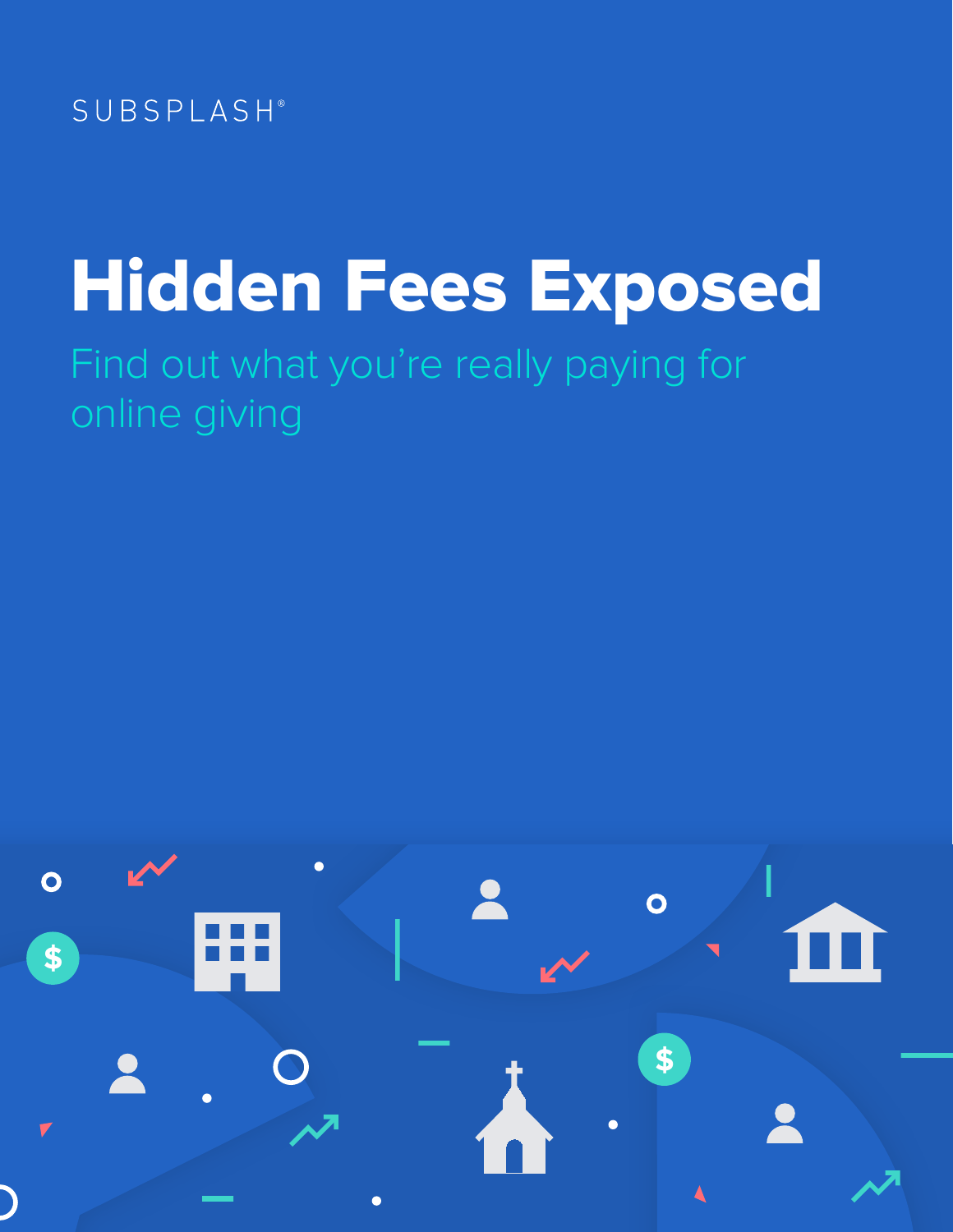SUBSPLASH®

# Hidden Fees Exposed

## Find out what you're really paying for online giving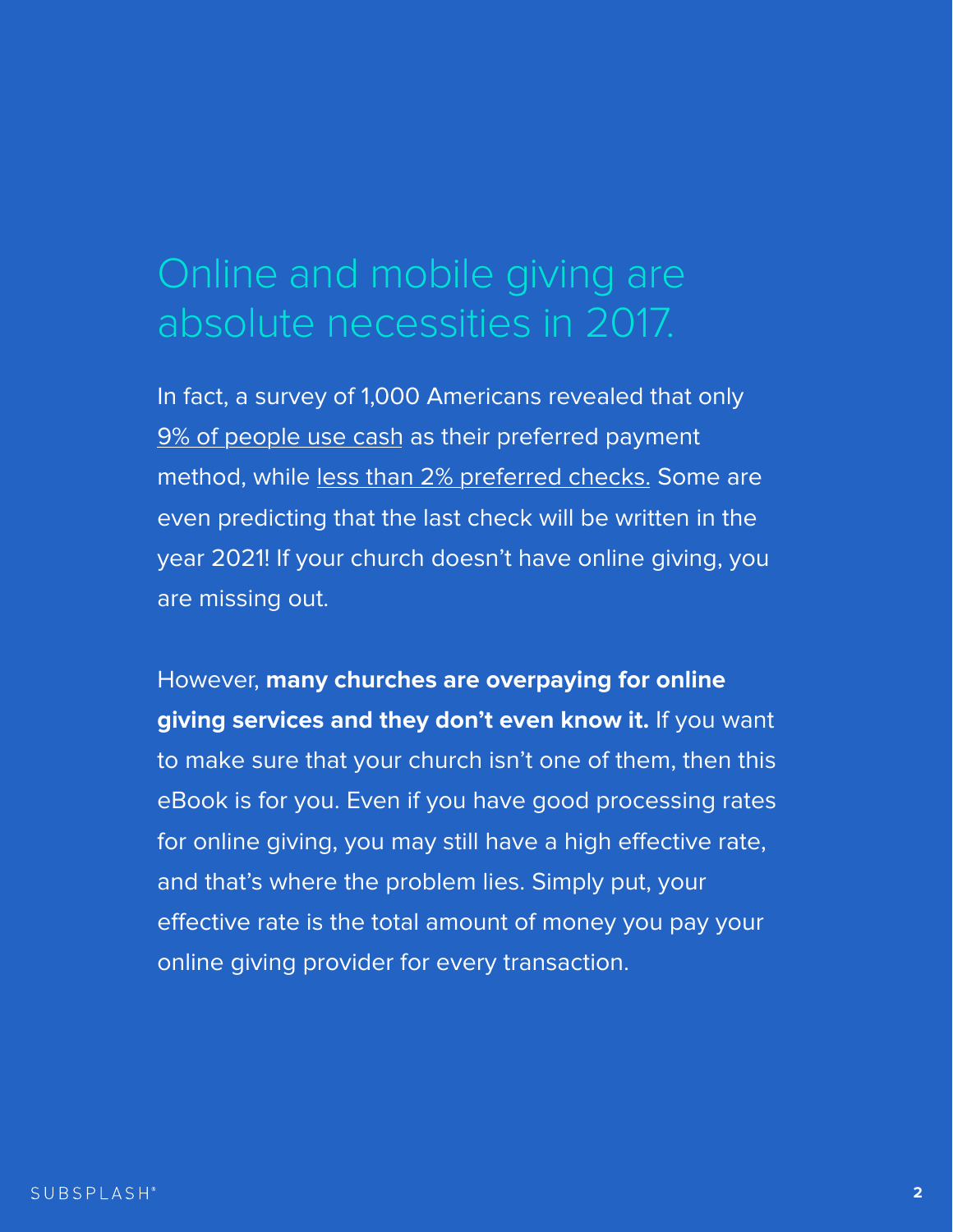# Online and mobile giving are absolute necessities in 2017.

In fact, a survey of 1,000 Americans revealed that only 9% of people use cash as their preferred payment method, while less than 2% preferred checks. Some are even predicting that the last check will be written in the year 2021! If your church doesn't have online giving, you are missing out.

However, **many churches are overpaying for online giving services and they don't even know it.** If you want to make sure that your church isn't one of them, then this eBook is for you. Even if you have good processing rates for online giving, you may still have a high effective rate, and that's where the problem lies. Simply put, your effective rate is the total amount of money you pay your online giving provider for every transaction.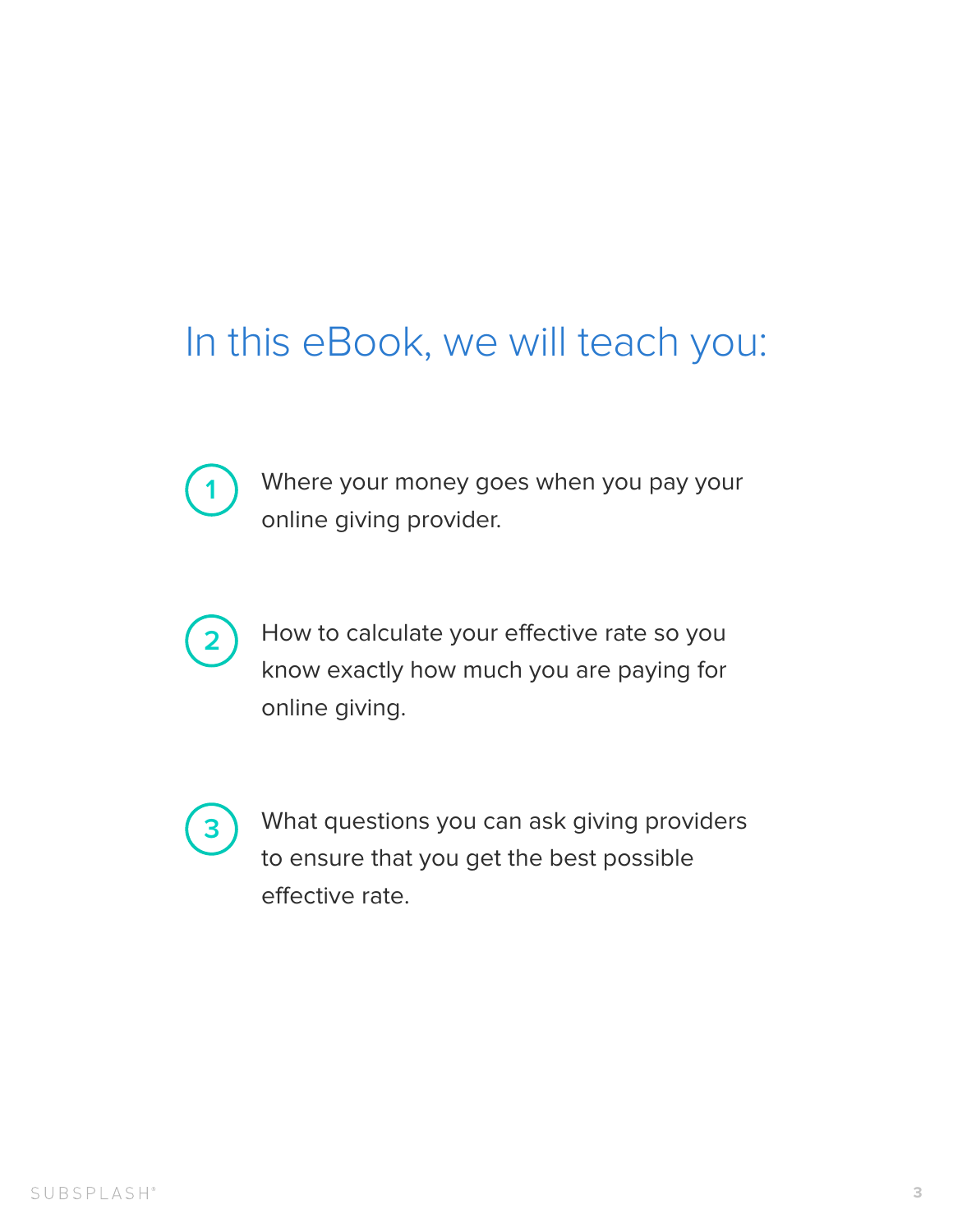## In this eBook, we will teach you:

1. Where your money goes when you pay your online giving provider.

2. How to calculate your effective rate so you know exactly how much you are paying for online giving.

3. What questions you can ask giving providers to ensure that you get the best possible effective rate.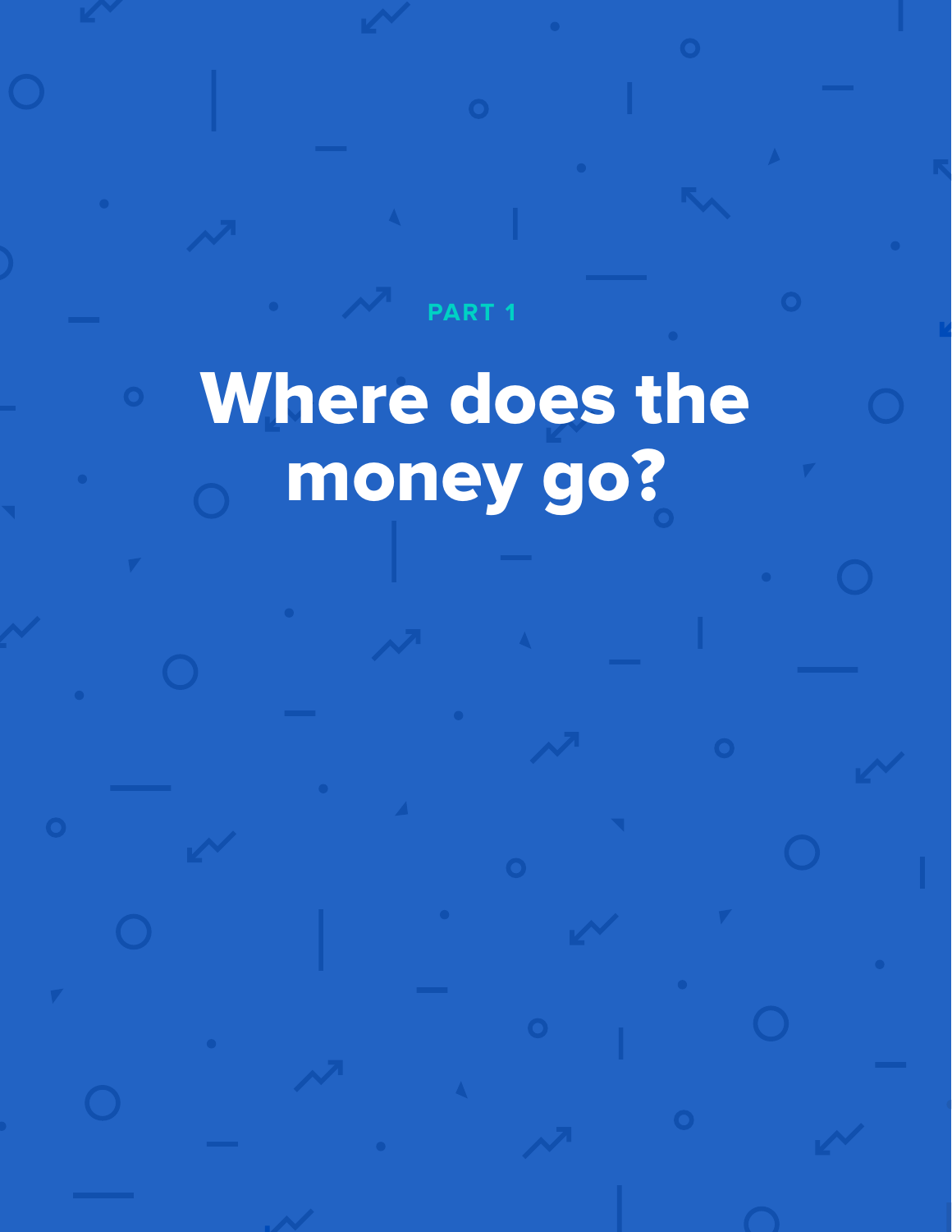PART 1

# Where does the money go?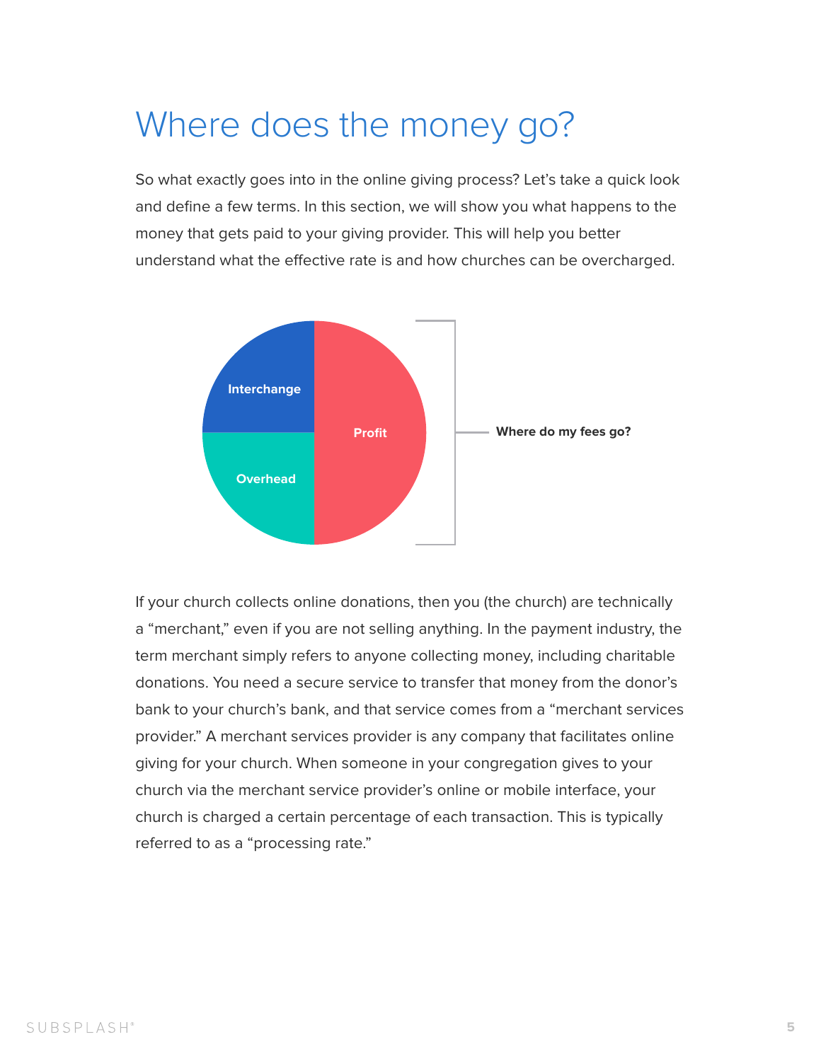# Where does the money go?

So what exactly goes into in the online giving process? Let's take a quick look and define a few terms. In this section, we will show you what happens to the money that gets paid to your giving provider. This will help you better understand what the effective rate is and how churches can be overcharged.

Interchange

Overhead

Profit

**Where do my fees go?**

If your church collects online donations, then you (the church) are technically a "merchant," even if you are not selling anything. In the payment industry, the term merchant simply refers to anyone collecting money, including charitable donations. You need a secure service to transfer that money from the donor's bank to your church's bank, and that service comes from a "merchant services provider." A merchant services provider is any company that facilitates online giving for your church. When someone in your congregation gives to your church via the merchant service provider's online or mobile interface, your church is charged a certain percentage of each transaction. This is typically referred to as a "processing rate."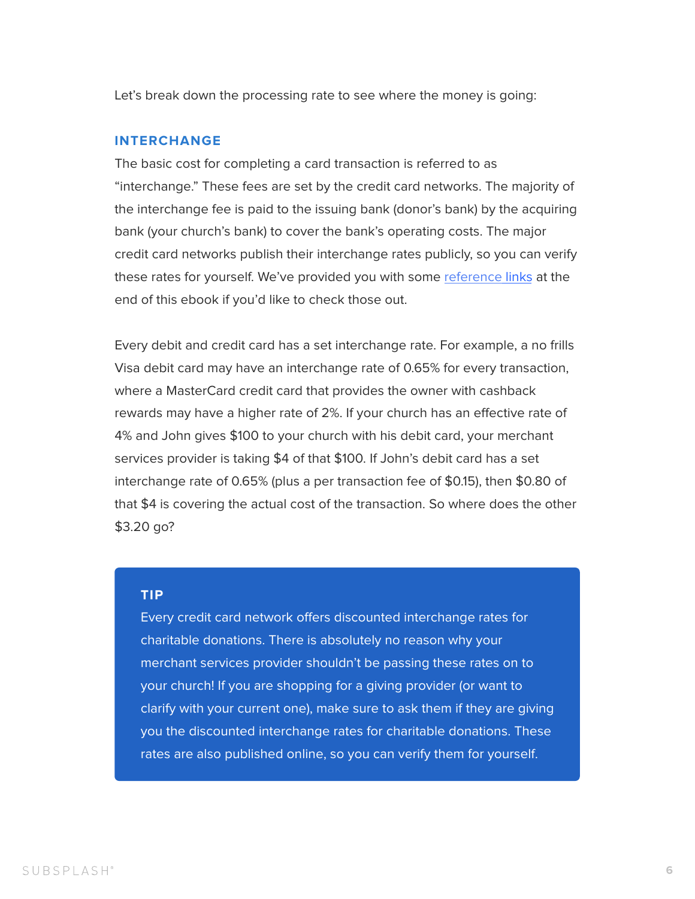Let's break down the processing rate to see where the money is going:

## INTERCHANGE

The basic cost for completing a card transaction is referred to as "interchange." These fees are set by the credit card networks. The majority of the interchange fee is paid to the issuing bank (donor's bank) by the acquiring bank (your church's bank) to cover the bank's operating costs. The major credit card networks publish their interchange rates publicly, so you can verify these rates for yourself. We've provided you with some reference links at the end of this ebook if you'd like to check those out.

Every debit and credit card has a set interchange rate. For example, a no frills Visa debit card may have an interchange rate of 0.65% for every transaction, where a MasterCard credit card that provides the owner with cashback rewards may have a higher rate of 2%. If your church has an effective rate of 4% and John gives $100 to your church with his debit card, your merchant services provider is taking $4 of that $100. If John's debit card has a set interchange rate of 0.65% (plus a per transaction fee of $0.15), then $0.80 of that $4 is covering the actual cost of the transaction. So where does the other $3.20 go?

> **TIP**
>
> Every credit card network offers discounted interchange rates for charitable donations. There is absolutely no reason why your merchant services provider shouldn't be passing these rates on to your church! If you are shopping for a giving provider (or want to clarify with your current one), make sure to ask them if they are giving you the discounted interchange rates for charitable donations. These rates are also published online, so you can verify them for yourself.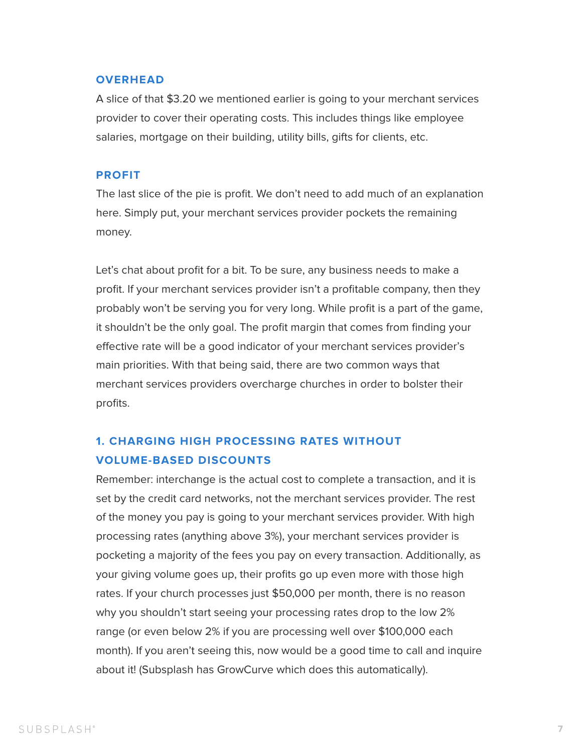### OVERHEAD

A slice of that $3.20 we mentioned earlier is going to your merchant services provider to cover their operating costs. This includes things like employee salaries, mortgage on their building, utility bills, gifts for clients, etc.

### PROFIT

The last slice of the pie is profit. We don't need to add much of an explanation here. Simply put, your merchant services provider pockets the remaining money.

Let's chat about profit for a bit. To be sure, any business needs to make a profit. If your merchant services provider isn't a profitable company, then they probably won't be serving you for very long. While profit is a part of the game, it shouldn't be the only goal. The profit margin that comes from finding your effective rate will be a good indicator of your merchant services provider's main priorities. With that being said, there are two common ways that merchant services providers overcharge churches in order to bolster their profits.

### 1. CHARGING HIGH PROCESSING RATES WITHOUT VOLUME-BASED DISCOUNTS

Remember: interchange is the actual cost to complete a transaction, and it is set by the credit card networks, not the merchant services provider. The rest of the money you pay is going to your merchant services provider. With high processing rates (anything above 3%), your merchant services provider is pocketing a majority of the fees you pay on every transaction. Additionally, as your giving volume goes up, their profits go up even more with those high rates. If your church processes just $50,000 per month, there is no reason why you shouldn't start seeing your processing rates drop to the low 2% range (or even below 2% if you are processing well over $100,000 each month). If you aren't seeing this, now would be a good time to call and inquire about it! (Subsplash has GrowCurve which does this automatically).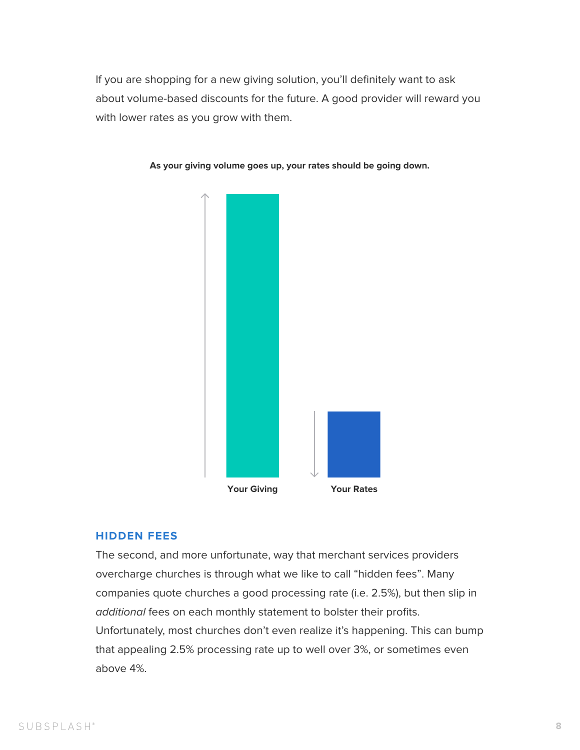If you are shopping for a new giving solution, you'll definitely want to ask about volume-based discounts for the future. A good provider will reward you with lower rates as you grow with them.

**As your giving volume goes up, your rates should be going down.**

Your Giving

Your Rates

### HIDDEN FEES

The second, and more unfortunate, way that merchant services providers overcharge churches is through what we like to call "hidden fees". Many companies quote churches a good processing rate (i.e. 2.5%), but then slip in *additional* fees on each monthly statement to bolster their profits. Unfortunately, most churches don't even realize it's happening. This can bump that appealing 2.5% processing rate up to well over 3%, or sometimes even above 4%.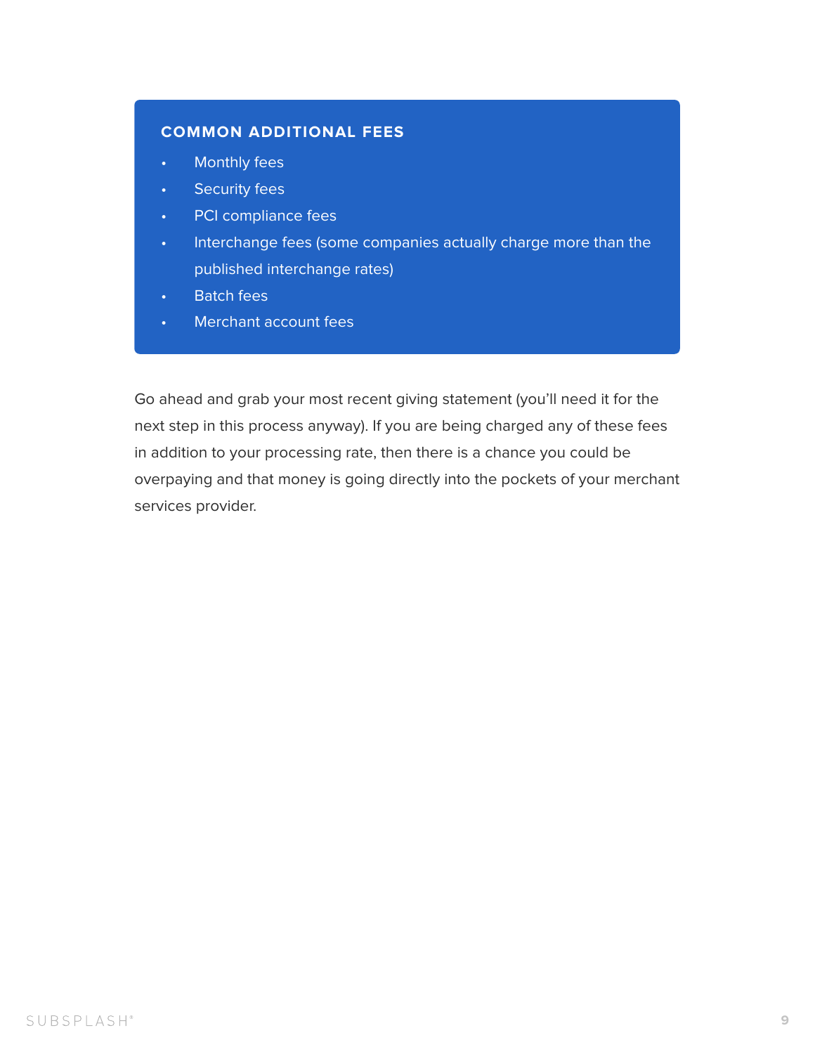**COMMON ADDITIONAL FEES**

- Monthly fees
- Security fees
- PCI compliance fees
- Interchange fees (some companies actually charge more than the published interchange rates)
- Batch fees
- Merchant account fees

Go ahead and grab your most recent giving statement (you'll need it for the next step in this process anyway). If you are being charged any of these fees in addition to your processing rate, then there is a chance you could be overpaying and that money is going directly into the pockets of your merchant services provider.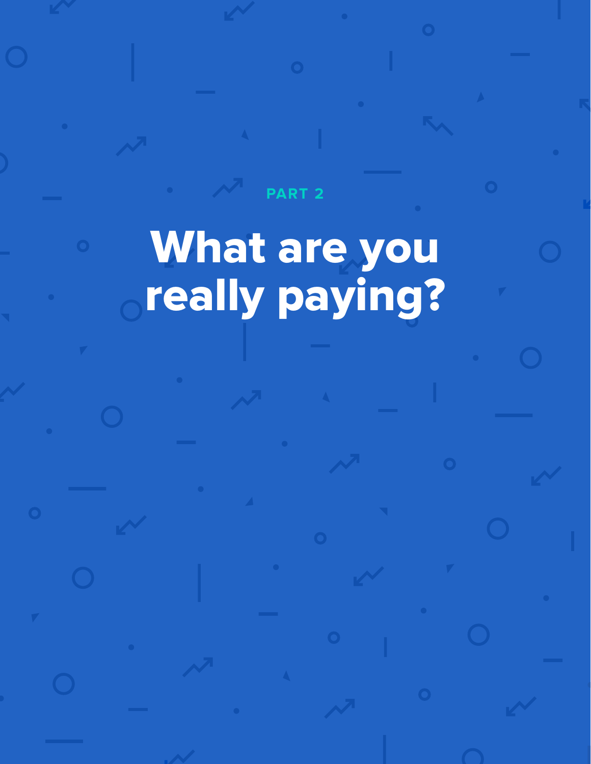PART 2

# What are you really paying?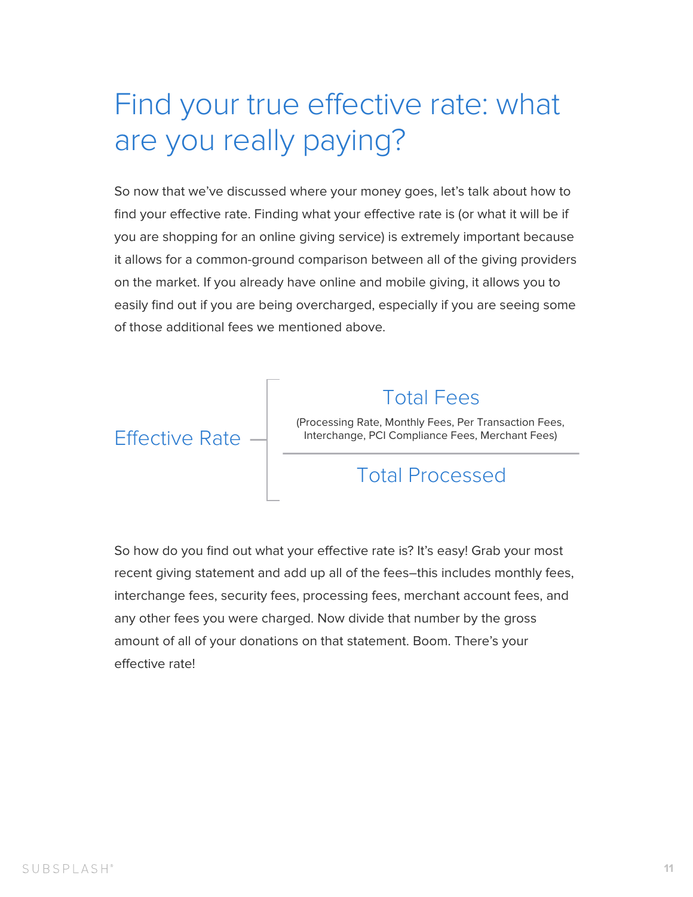# Find your true effective rate: what are you really paying?

So now that we've discussed where your money goes, let's talk about how to find your effective rate. Finding what your effective rate is (or what it will be if you are shopping for an online giving service) is extremely important because it allows for a common-ground comparison between all of the giving providers on the market. If you already have online and mobile giving, it allows you to easily find out if you are being overcharged, especially if you are seeing some of those additional fees we mentioned above.

$$\text{Effective Rate} = \frac{\text{Total Fees}}{\text{Total Processed}}$$

Total Fees: (Processing Rate, Monthly Fees, Per Transaction Fees, Interchange, PCI Compliance Fees, Merchant Fees)

So how do you find out what your effective rate is? It's easy! Grab your most recent giving statement and add up all of the fees–this includes monthly fees, interchange fees, security fees, processing fees, merchant account fees, and any other fees you were charged. Now divide that number by the gross amount of all of your donations on that statement. Boom. There's your effective rate!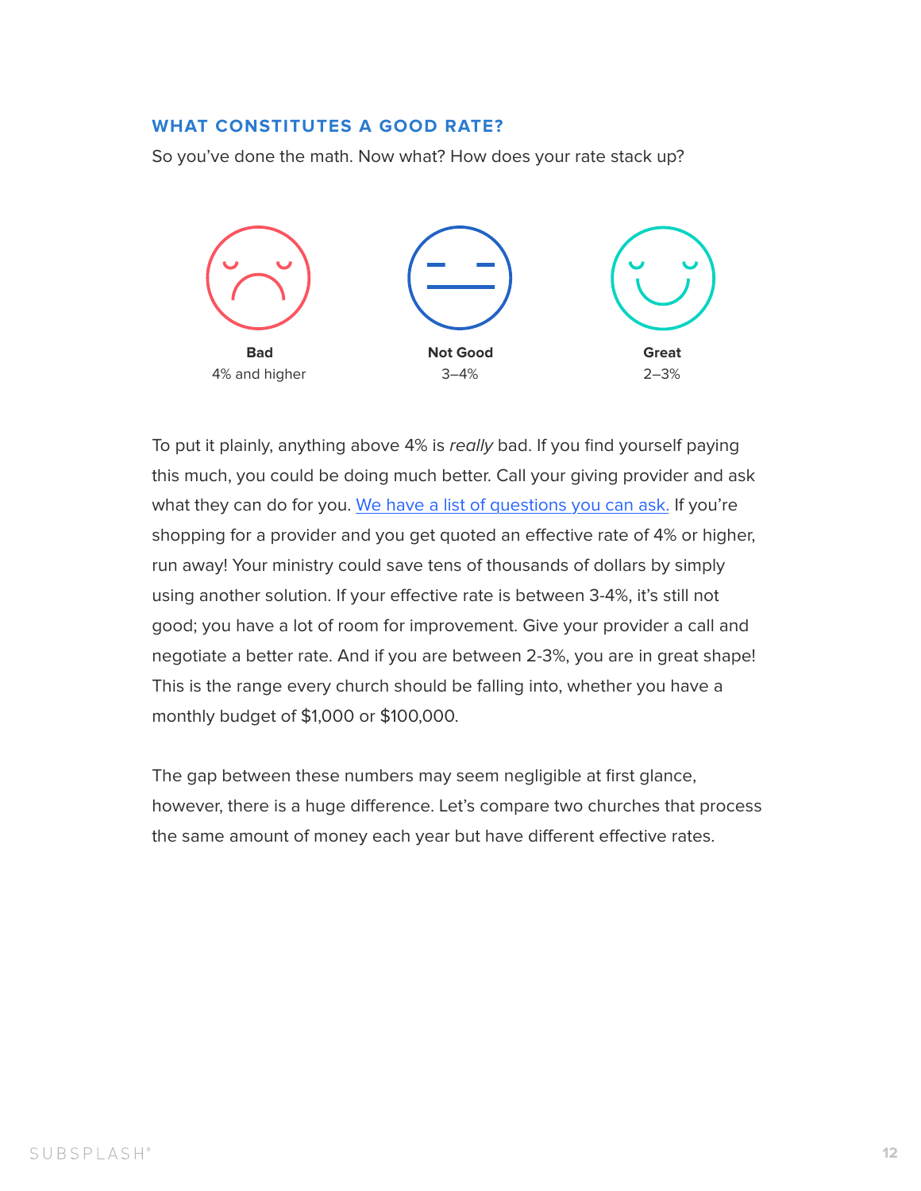## WHAT CONSTITUTES A GOOD RATE?

So you've done the math. Now what? How does your rate stack up?

**Bad**
4% and higher

**Not Good**
3–4%

**Great**
2–3%

To put it plainly, anything above 4% is *really* bad. If you find yourself paying this much, you could be doing much better. Call your giving provider and ask what they can do for you. We have a list of questions you can ask. If you're shopping for a provider and you get quoted an effective rate of 4% or higher, run away! Your ministry could save tens of thousands of dollars by simply using another solution. If your effective rate is between 3-4%, it's still not good; you have a lot of room for improvement. Give your provider a call and negotiate a better rate. And if you are between 2-3%, you are in great shape! This is the range every church should be falling into, whether you have a monthly budget of $1,000 or $100,000.

The gap between these numbers may seem negligible at first glance, however, there is a huge difference. Let's compare two churches that process the same amount of money each year but have different effective rates.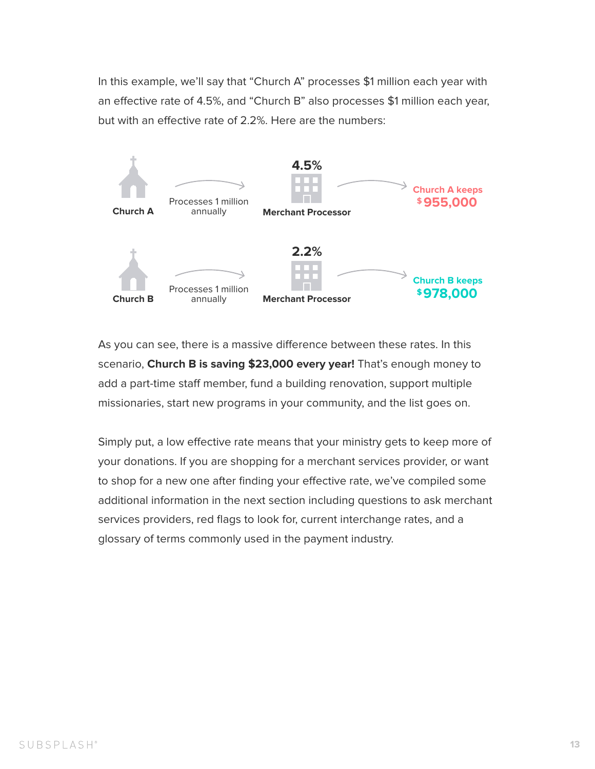In this example, we'll say that "Church A" processes $1 million each year with an effective rate of 4.5%, and "Church B" also processes $1 million each year, but with an effective rate of 2.2%. Here are the numbers:

**Church A** → Processes 1 million annually → **4.5%** **Merchant Processor** → Church A keeps **$955,000**

**Church B** → Processes 1 million annually → **2.2%** **Merchant Processor** → Church B keeps **$978,000**

As you can see, there is a massive difference between these rates. In this scenario, **Church B is saving $23,000 every year!** That's enough money to add a part-time staff member, fund a building renovation, support multiple missionaries, start new programs in your community, and the list goes on.

Simply put, a low effective rate means that your ministry gets to keep more of your donations. If you are shopping for a merchant services provider, or want to shop for a new one after finding your effective rate, we've compiled some additional information in the next section including questions to ask merchant services providers, red flags to look for, current interchange rates, and a glossary of terms commonly used in the payment industry.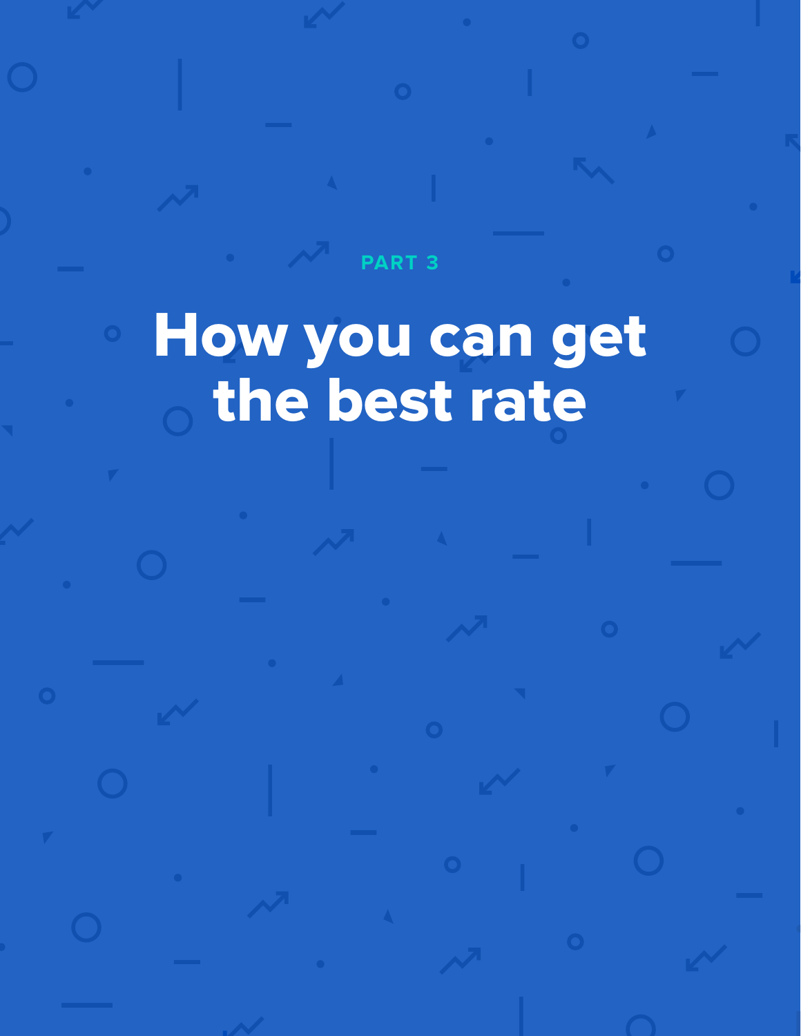PART 3

# How you can get the best rate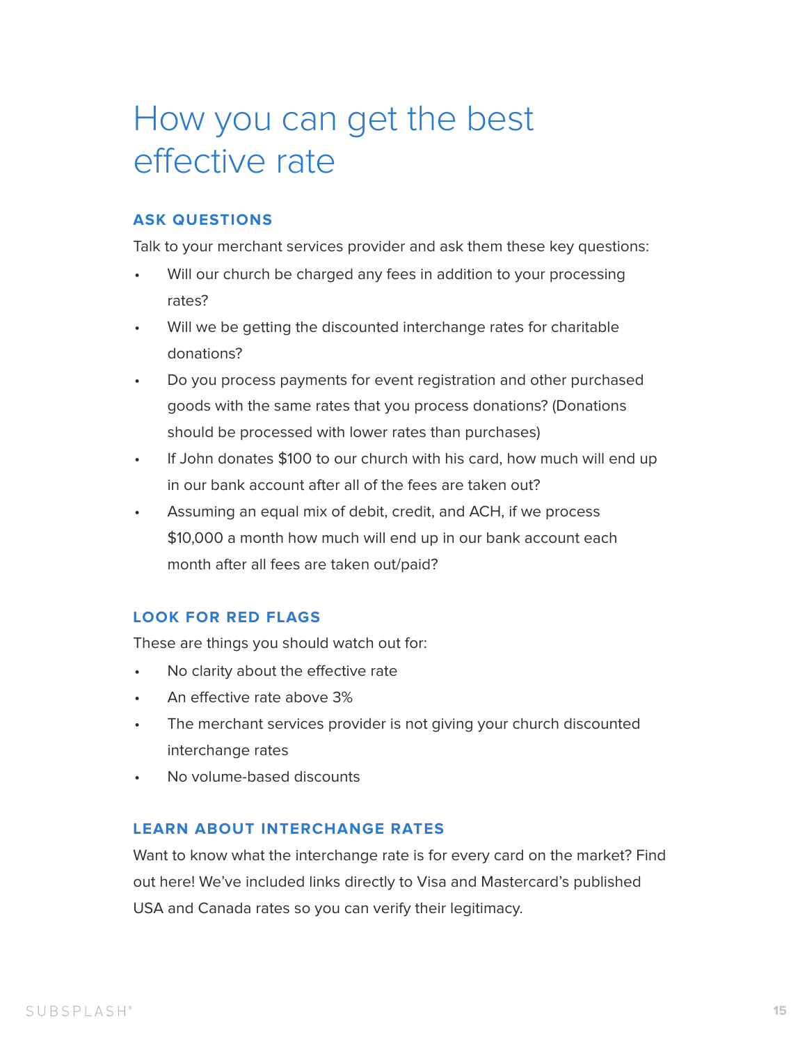# How you can get the best effective rate

### ASK QUESTIONS

Talk to your merchant services provider and ask them these key questions:

- Will our church be charged any fees in addition to your processing rates?
- Will we be getting the discounted interchange rates for charitable donations?
- Do you process payments for event registration and other purchased goods with the same rates that you process donations? (Donations should be processed with lower rates than purchases)
- If John donates $100 to our church with his card, how much will end up in our bank account after all of the fees are taken out?
- Assuming an equal mix of debit, credit, and ACH, if we process $10,000 a month how much will end up in our bank account each month after all fees are taken out/paid?

### LOOK FOR RED FLAGS

These are things you should watch out for:

- No clarity about the effective rate
- An effective rate above 3%
- The merchant services provider is not giving your church discounted interchange rates
- No volume-based discounts

### LEARN ABOUT INTERCHANGE RATES

Want to know what the interchange rate is for every card on the market? Find out here! We've included links directly to Visa and Mastercard's published USA and Canada rates so you can verify their legitimacy.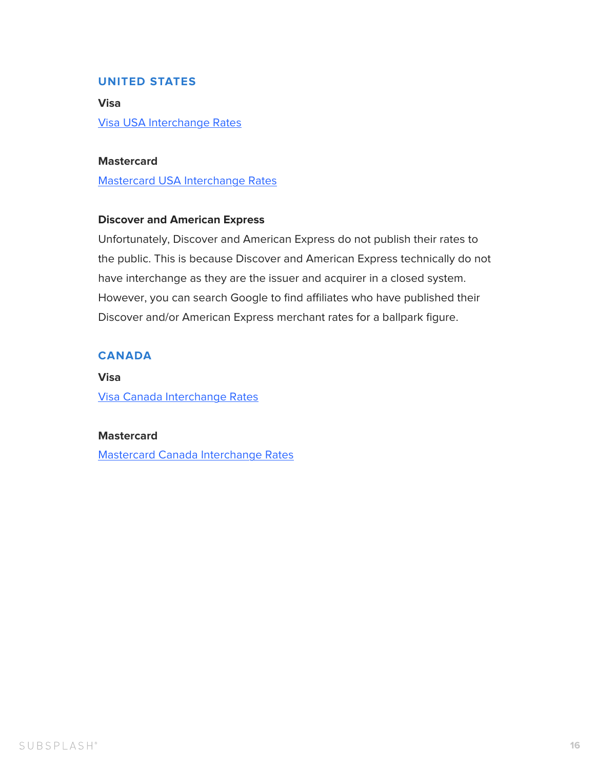## UNITED STATES

### Visa

Visa USA Interchange Rates

### Mastercard

Mastercard USA Interchange Rates

### Discover and American Express

Unfortunately, Discover and American Express do not publish their rates to the public. This is because Discover and American Express technically do not have interchange as they are the issuer and acquirer in a closed system. However, you can search Google to find affiliates who have published their Discover and/or American Express merchant rates for a ballpark figure.

## CANADA

### Visa

Visa Canada Interchange Rates

### Mastercard

Mastercard Canada Interchange Rates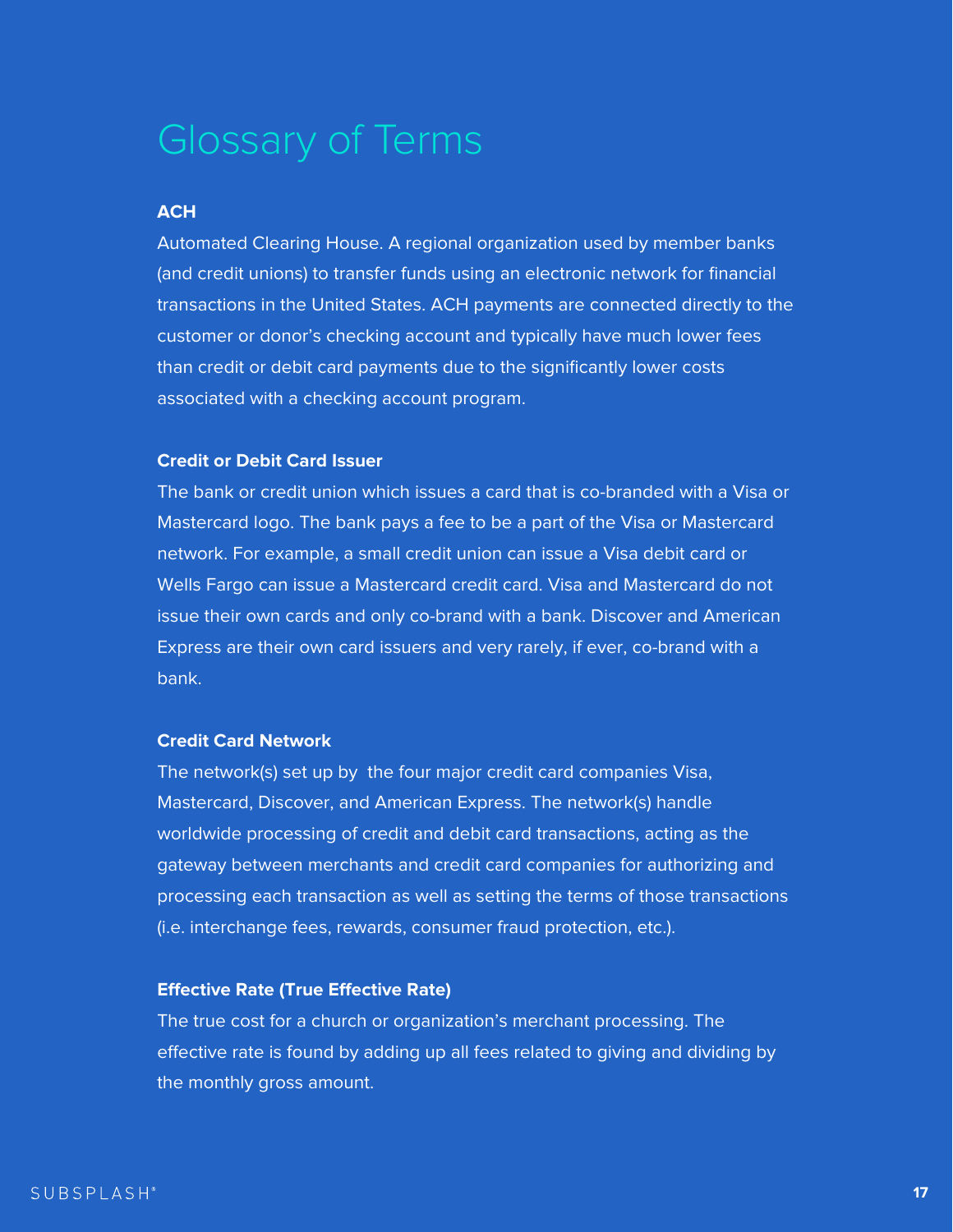# Glossary of Terms

**ACH**

Automated Clearing House. A regional organization used by member banks (and credit unions) to transfer funds using an electronic network for financial transactions in the United States. ACH payments are connected directly to the customer or donor's checking account and typically have much lower fees than credit or debit card payments due to the significantly lower costs associated with a checking account program.

**Credit or Debit Card Issuer**

The bank or credit union which issues a card that is co-branded with a Visa or Mastercard logo. The bank pays a fee to be a part of the Visa or Mastercard network. For example, a small credit union can issue a Visa debit card or Wells Fargo can issue a Mastercard credit card. Visa and Mastercard do not issue their own cards and only co-brand with a bank. Discover and American Express are their own card issuers and very rarely, if ever, co-brand with a bank.

**Credit Card Network**

The network(s) set up by the four major credit card companies Visa, Mastercard, Discover, and American Express. The network(s) handle worldwide processing of credit and debit card transactions, acting as the gateway between merchants and credit card companies for authorizing and processing each transaction as well as setting the terms of those transactions (i.e. interchange fees, rewards, consumer fraud protection, etc.).

**Effective Rate (True Effective Rate)**

The true cost for a church or organization's merchant processing. The effective rate is found by adding up all fees related to giving and dividing by the monthly gross amount.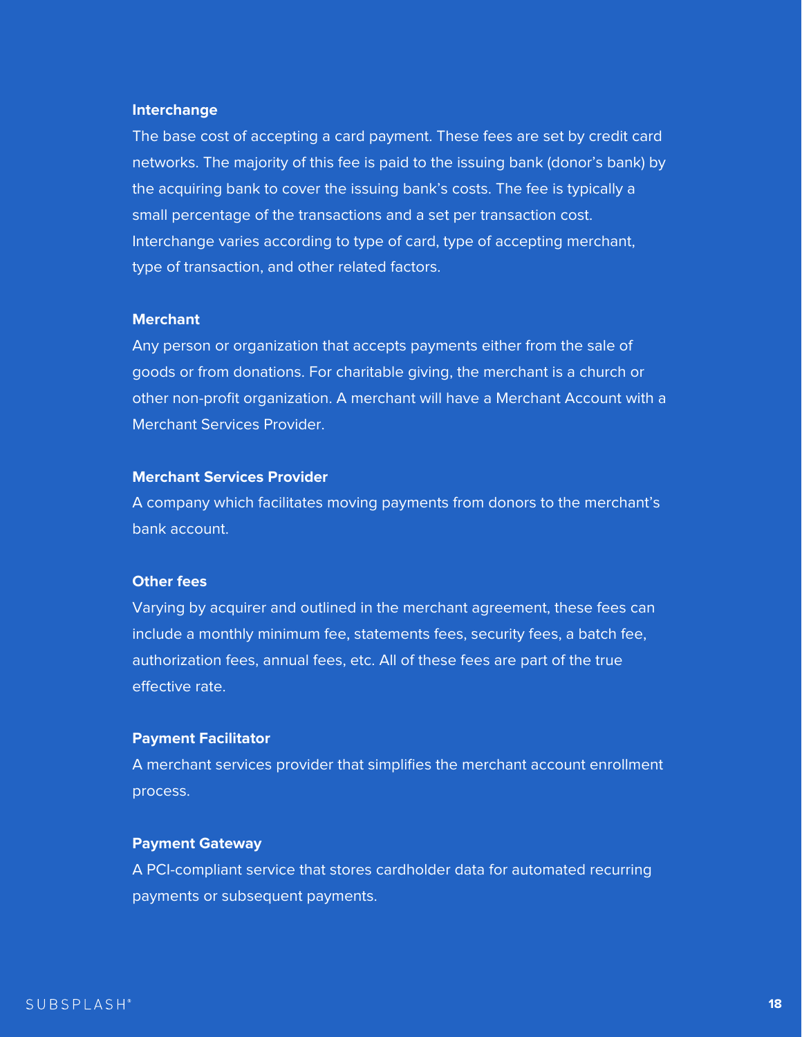**Interchange**

The base cost of accepting a card payment. These fees are set by credit card networks. The majority of this fee is paid to the issuing bank (donor's bank) by the acquiring bank to cover the issuing bank's costs. The fee is typically a small percentage of the transactions and a set per transaction cost. Interchange varies according to type of card, type of accepting merchant, type of transaction, and other related factors.

**Merchant**

Any person or organization that accepts payments either from the sale of goods or from donations. For charitable giving, the merchant is a church or other non-profit organization. A merchant will have a Merchant Account with a Merchant Services Provider.

**Merchant Services Provider**

A company which facilitates moving payments from donors to the merchant's bank account.

**Other fees**

Varying by acquirer and outlined in the merchant agreement, these fees can include a monthly minimum fee, statements fees, security fees, a batch fee, authorization fees, annual fees, etc. All of these fees are part of the true effective rate.

**Payment Facilitator**

A merchant services provider that simplifies the merchant account enrollment process.

**Payment Gateway**

A PCI-compliant service that stores cardholder data for automated recurring payments or subsequent payments.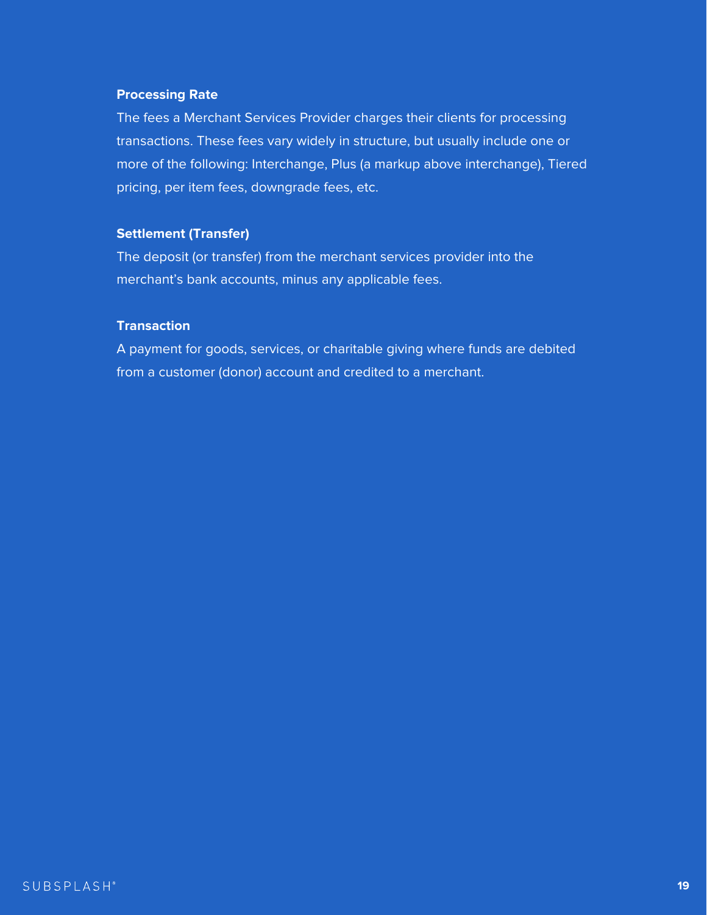**Processing Rate**

The fees a Merchant Services Provider charges their clients for processing transactions. These fees vary widely in structure, but usually include one or more of the following: Interchange, Plus (a markup above interchange), Tiered pricing, per item fees, downgrade fees, etc.

**Settlement (Transfer)**

The deposit (or transfer) from the merchant services provider into the merchant's bank accounts, minus any applicable fees.

**Transaction**

A payment for goods, services, or charitable giving where funds are debited from a customer (donor) account and credited to a merchant.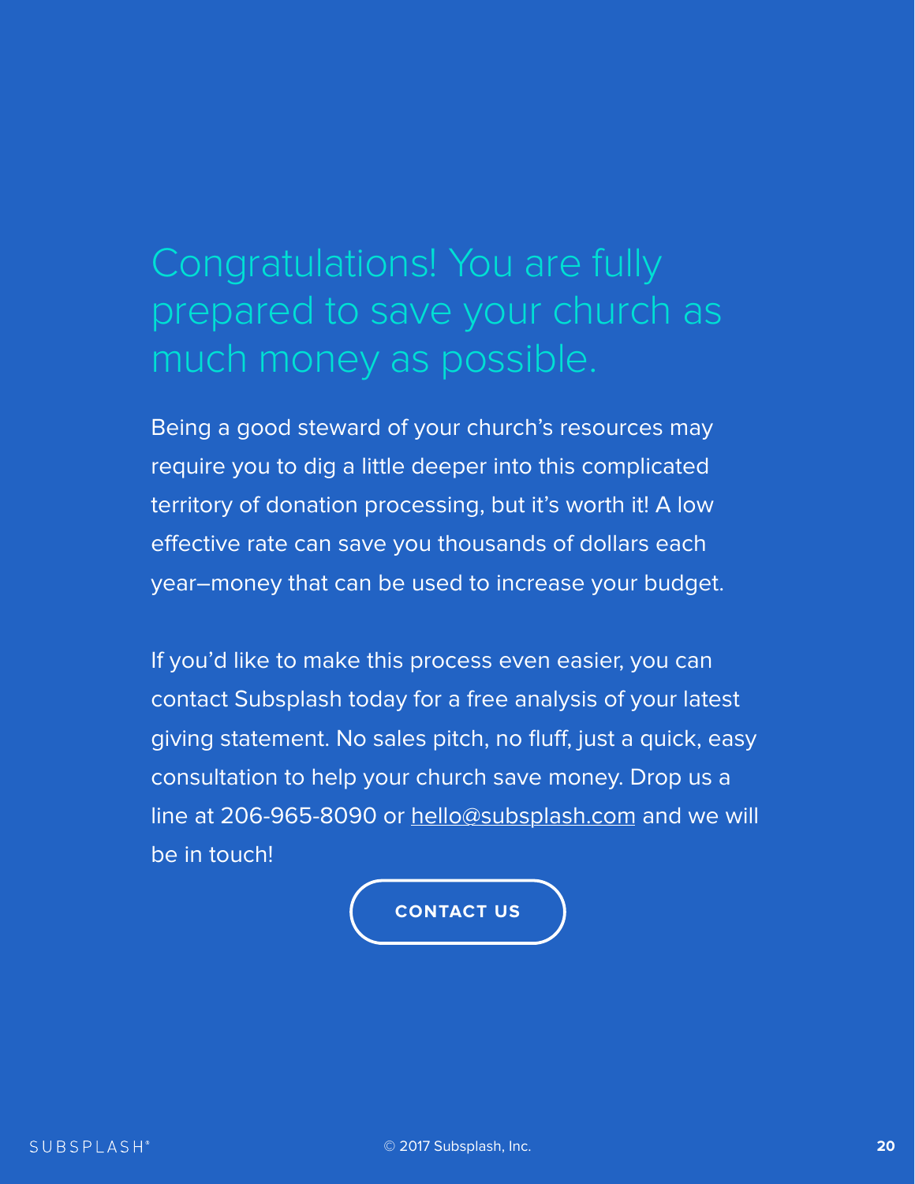# Congratulations! You are fully prepared to save your church as much money as possible.

Being a good steward of your church's resources may require you to dig a little deeper into this complicated territory of donation processing, but it's worth it! A low effective rate can save you thousands of dollars each year–money that can be used to increase your budget.

If you'd like to make this process even easier, you can contact Subsplash today for a free analysis of your latest giving statement. No sales pitch, no fluff, just a quick, easy consultation to help your church save money. Drop us a line at 206-965-8090 or hello@subsplash.com and we will be in touch!

**CONTACT US**